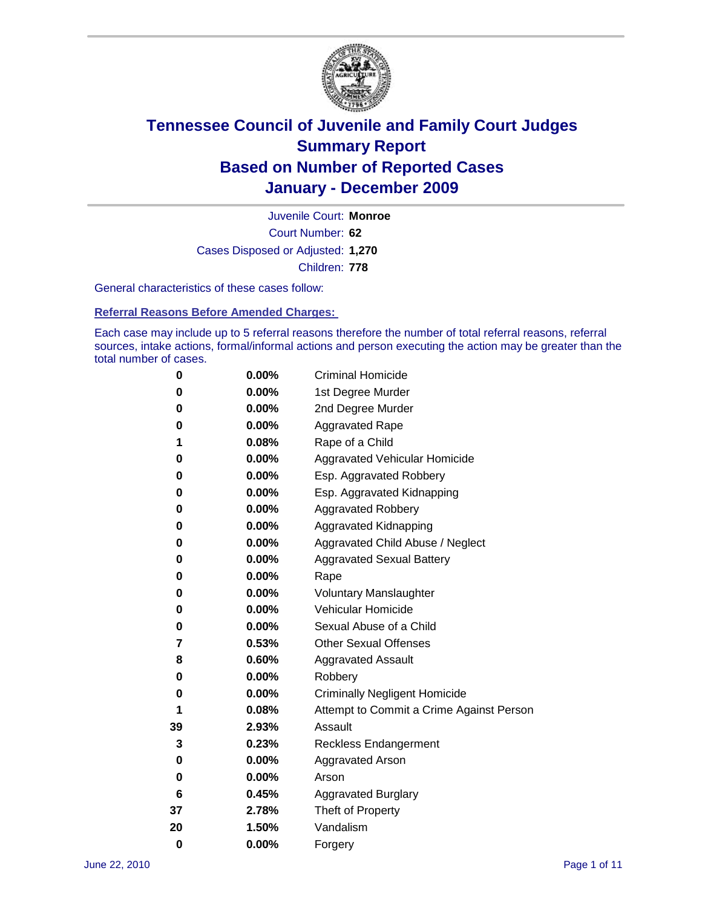# Tennessee Council of Juvenile and Family Court Judges
## Summary Report
## Based on Number of Reported Cases
## January - December 2009

Juvenile Court: **Monroe**

Court Number: **62**

Cases Disposed or Adjusted: **1,270**

Children: **778**

General characteristics of these cases follow:

### Referral Reasons Before Amended Charges:

Each case may include up to 5 referral reasons therefore the number of total referral reasons, referral sources, intake actions, formal/informal actions and person executing the action may be greater than the total number of cases.

| Count | Percent | Referral Reason |
|---|---|---|
| 0 | 0.00% | Criminal Homicide |
| 0 | 0.00% | 1st Degree Murder |
| 0 | 0.00% | 2nd Degree Murder |
| 0 | 0.00% | Aggravated Rape |
| 1 | 0.08% | Rape of a Child |
| 0 | 0.00% | Aggravated Vehicular Homicide |
| 0 | 0.00% | Esp. Aggravated Robbery |
| 0 | 0.00% | Esp. Aggravated Kidnapping |
| 0 | 0.00% | Aggravated Robbery |
| 0 | 0.00% | Aggravated Kidnapping |
| 0 | 0.00% | Aggravated Child Abuse / Neglect |
| 0 | 0.00% | Aggravated Sexual Battery |
| 0 | 0.00% | Rape |
| 0 | 0.00% | Voluntary Manslaughter |
| 0 | 0.00% | Vehicular Homicide |
| 0 | 0.00% | Sexual Abuse of a Child |
| 7 | 0.53% | Other Sexual Offenses |
| 8 | 0.60% | Aggravated Assault |
| 0 | 0.00% | Robbery |
| 0 | 0.00% | Criminally Negligent Homicide |
| 1 | 0.08% | Attempt to Commit a Crime Against Person |
| 39 | 2.93% | Assault |
| 3 | 0.23% | Reckless Endangerment |
| 0 | 0.00% | Aggravated Arson |
| 0 | 0.00% | Arson |
| 6 | 0.45% | Aggravated Burglary |
| 37 | 2.78% | Theft of Property |
| 20 | 1.50% | Vandalism |
| 0 | 0.00% | Forgery |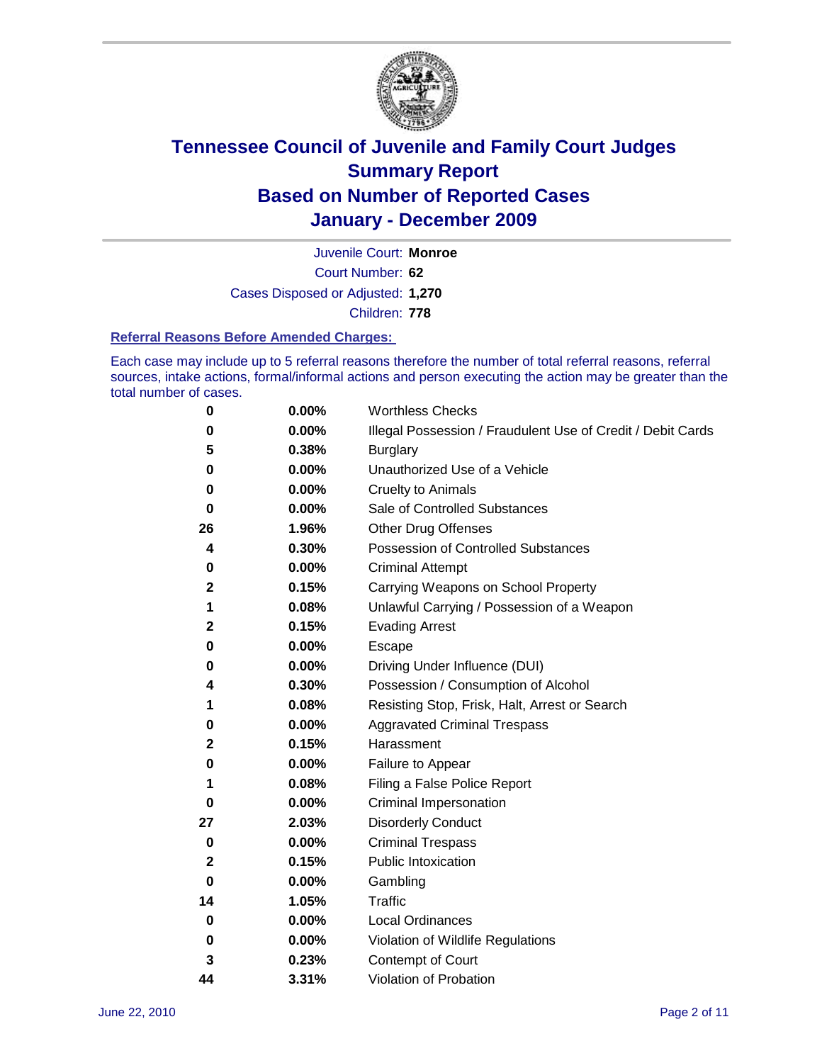# Tennessee Council of Juvenile and Family Court Judges
## Summary Report
## Based on Number of Reported Cases
## January - December 2009

Juvenile Court: **Monroe**
Court Number: **62**
Cases Disposed or Adjusted: **1,270**
Children: **778**

### Referral Reasons Before Amended Charges:

Each case may include up to 5 referral reasons therefore the number of total referral reasons, referral sources, intake actions, formal/informal actions and person executing the action may be greater than the total number of cases.

| | | |
|---|---|---|
| 0 | 0.00% | Worthless Checks |
| 0 | 0.00% | Illegal Possession / Fraudulent Use of Credit / Debit Cards |
| 5 | 0.38% | Burglary |
| 0 | 0.00% | Unauthorized Use of a Vehicle |
| 0 | 0.00% | Cruelty to Animals |
| 0 | 0.00% | Sale of Controlled Substances |
| 26 | 1.96% | Other Drug Offenses |
| 4 | 0.30% | Possession of Controlled Substances |
| 0 | 0.00% | Criminal Attempt |
| 2 | 0.15% | Carrying Weapons on School Property |
| 1 | 0.08% | Unlawful Carrying / Possession of a Weapon |
| 2 | 0.15% | Evading Arrest |
| 0 | 0.00% | Escape |
| 0 | 0.00% | Driving Under Influence (DUI) |
| 4 | 0.30% | Possession / Consumption of Alcohol |
| 1 | 0.08% | Resisting Stop, Frisk, Halt, Arrest or Search |
| 0 | 0.00% | Aggravated Criminal Trespass |
| 2 | 0.15% | Harassment |
| 0 | 0.00% | Failure to Appear |
| 1 | 0.08% | Filing a False Police Report |
| 0 | 0.00% | Criminal Impersonation |
| 27 | 2.03% | Disorderly Conduct |
| 0 | 0.00% | Criminal Trespass |
| 2 | 0.15% | Public Intoxication |
| 0 | 0.00% | Gambling |
| 14 | 1.05% | Traffic |
| 0 | 0.00% | Local Ordinances |
| 0 | 0.00% | Violation of Wildlife Regulations |
| 3 | 0.23% | Contempt of Court |
| 44 | 3.31% | Violation of Probation |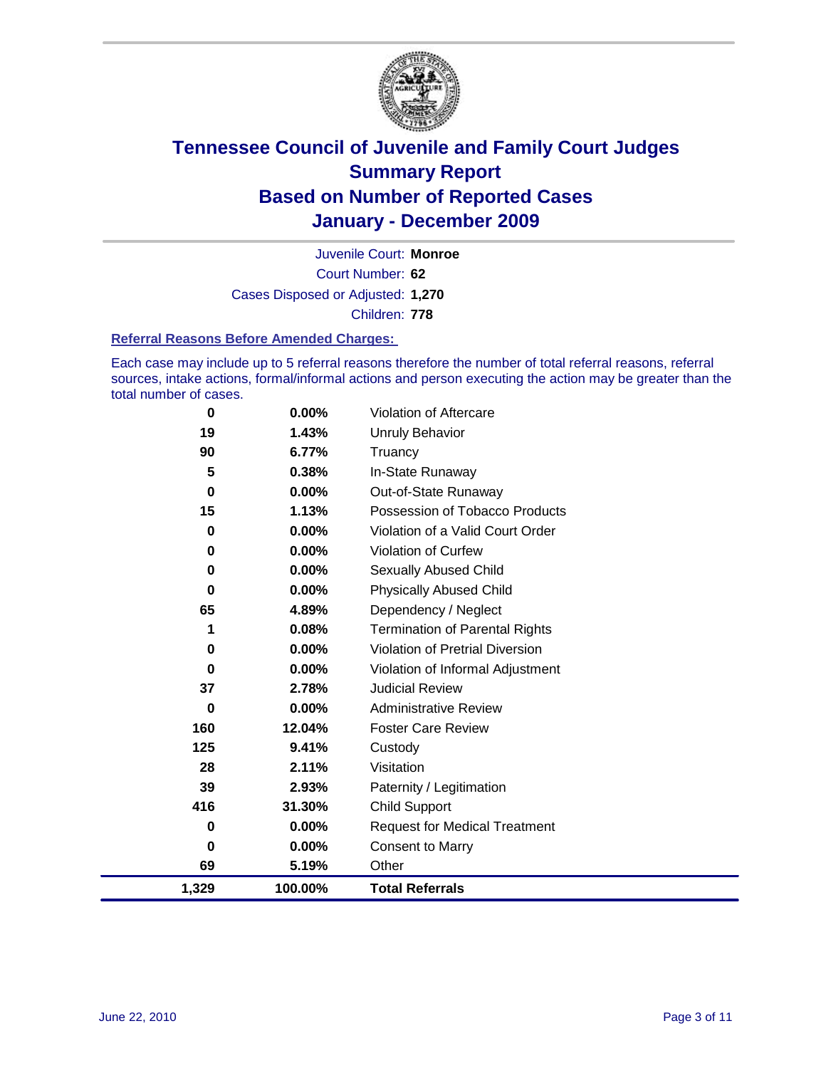# Tennessee Council of Juvenile and Family Court Judges
## Summary Report
## Based on Number of Reported Cases
## January - December 2009

Juvenile Court: **Monroe**

Court Number: **62**

Cases Disposed or Adjusted: **1,270**

Children: **778**

### Referral Reasons Before Amended Charges:

Each case may include up to 5 referral reasons therefore the number of total referral reasons, referral sources, intake actions, formal/informal actions and person executing the action may be greater than the total number of cases.

| | | |
|---|---|---|
| 0 | 0.00% | Violation of Aftercare |
| 19 | 1.43% | Unruly Behavior |
| 90 | 6.77% | Truancy |
| 5 | 0.38% | In-State Runaway |
| 0 | 0.00% | Out-of-State Runaway |
| 15 | 1.13% | Possession of Tobacco Products |
| 0 | 0.00% | Violation of a Valid Court Order |
| 0 | 0.00% | Violation of Curfew |
| 0 | 0.00% | Sexually Abused Child |
| 0 | 0.00% | Physically Abused Child |
| 65 | 4.89% | Dependency / Neglect |
| 1 | 0.08% | Termination of Parental Rights |
| 0 | 0.00% | Violation of Pretrial Diversion |
| 0 | 0.00% | Violation of Informal Adjustment |
| 37 | 2.78% | Judicial Review |
| 0 | 0.00% | Administrative Review |
| 160 | 12.04% | Foster Care Review |
| 125 | 9.41% | Custody |
| 28 | 2.11% | Visitation |
| 39 | 2.93% | Paternity / Legitimation |
| 416 | 31.30% | Child Support |
| 0 | 0.00% | Request for Medical Treatment |
| 0 | 0.00% | Consent to Marry |
| 69 | 5.19% | Other |
| **1,329** | **100.00%** | **Total Referrals** |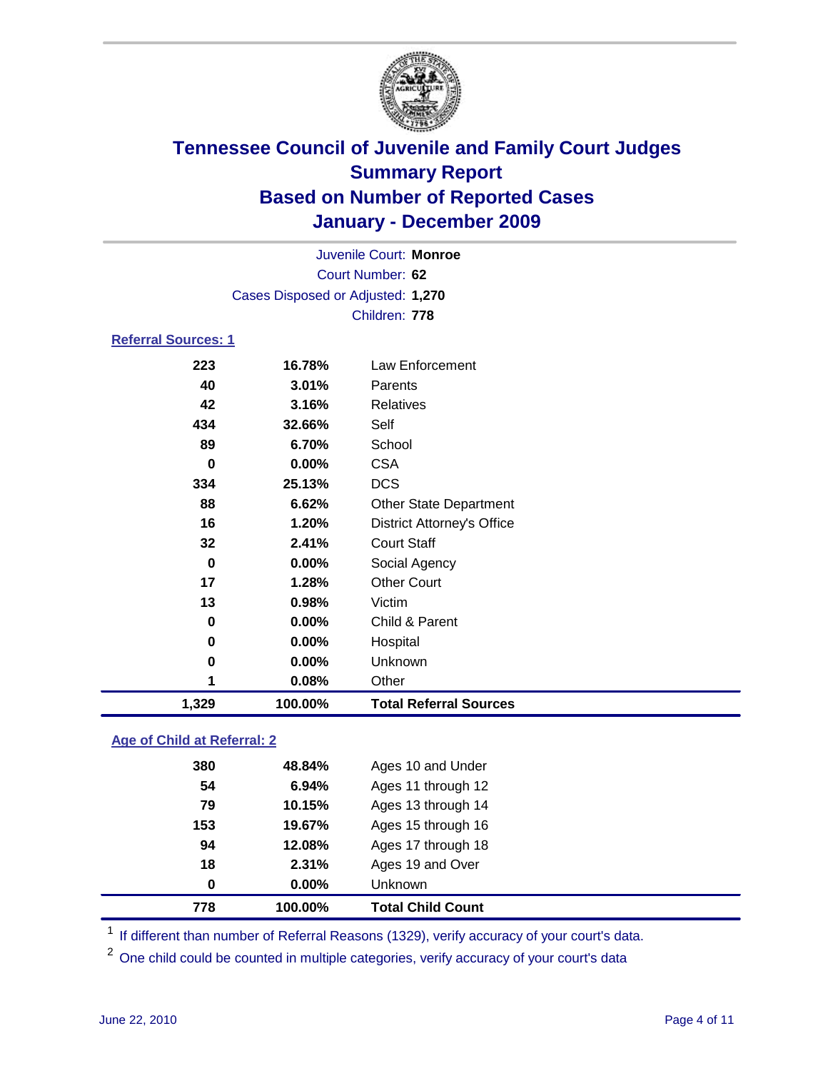# Tennessee Council of Juvenile and Family Court Judges
## Summary Report
## Based on Number of Reported Cases
## January - December 2009

Juvenile Court: **Monroe**

Court Number: **62**

Cases Disposed or Adjusted: **1,270**

Children: **778**

### Referral Sources: 1

| | | |
|---|---|---|
| 223 | 16.78% | Law Enforcement |
| 40 | 3.01% | Parents |
| 42 | 3.16% | Relatives |
| 434 | 32.66% | Self |
| 89 | 6.70% | School |
| 0 | 0.00% | CSA |
| 334 | 25.13% | DCS |
| 88 | 6.62% | Other State Department |
| 16 | 1.20% | District Attorney's Office |
| 32 | 2.41% | Court Staff |
| 0 | 0.00% | Social Agency |
| 17 | 1.28% | Other Court |
| 13 | 0.98% | Victim |
| 0 | 0.00% | Child & Parent |
| 0 | 0.00% | Hospital |
| 0 | 0.00% | Unknown |
| 1 | 0.08% | Other |
| **1,329** | **100.00%** | **Total Referral Sources** |

### Age of Child at Referral: 2

| | | |
|---|---|---|
| 380 | 48.84% | Ages 10 and Under |
| 54 | 6.94% | Ages 11 through 12 |
| 79 | 10.15% | Ages 13 through 14 |
| 153 | 19.67% | Ages 15 through 16 |
| 94 | 12.08% | Ages 17 through 18 |
| 18 | 2.31% | Ages 19 and Over |
| 0 | 0.00% | Unknown |
| **778** | **100.00%** | **Total Child Count** |

[1] If different than number of Referral Reasons (1329), verify accuracy of your court's data.

[2] One child could be counted in multiple categories, verify accuracy of your court's data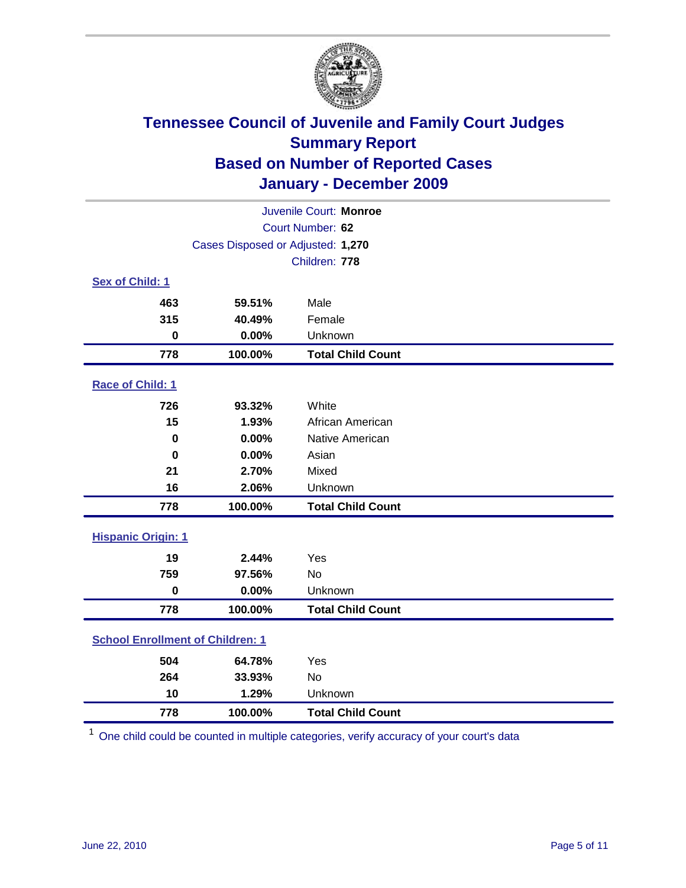# Tennessee Council of Juvenile and Family Court Judges
## Summary Report
## Based on Number of Reported Cases
## January - December 2009

Juvenile Court: **Monroe**
Court Number: **62**
Cases Disposed or Adjusted: **1,270**
Children: **778**

### Sex of Child: 1

| | | |
|---|---|---|
| **463** | **59.51%** | Male |
| **315** | **40.49%** | Female |
| **0** | **0.00%** | Unknown |
| **778** | **100.00%** | **Total Child Count** |

### Race of Child: 1

| | | |
|---|---|---|
| **726** | **93.32%** | White |
| **15** | **1.93%** | African American |
| **0** | **0.00%** | Native American |
| **0** | **0.00%** | Asian |
| **21** | **2.70%** | Mixed |
| **16** | **2.06%** | Unknown |
| **778** | **100.00%** | **Total Child Count** |

### Hispanic Origin: 1

| | | |
|---|---|---|
| **19** | **2.44%** | Yes |
| **759** | **97.56%** | No |
| **0** | **0.00%** | Unknown |
| **778** | **100.00%** | **Total Child Count** |

### School Enrollment of Children: 1

| | | |
|---|---|---|
| **504** | **64.78%** | Yes |
| **264** | **33.93%** | No |
| **10** | **1.29%** | Unknown |
| **778** | **100.00%** | **Total Child Count** |

[1] One child could be counted in multiple categories, verify accuracy of your court's data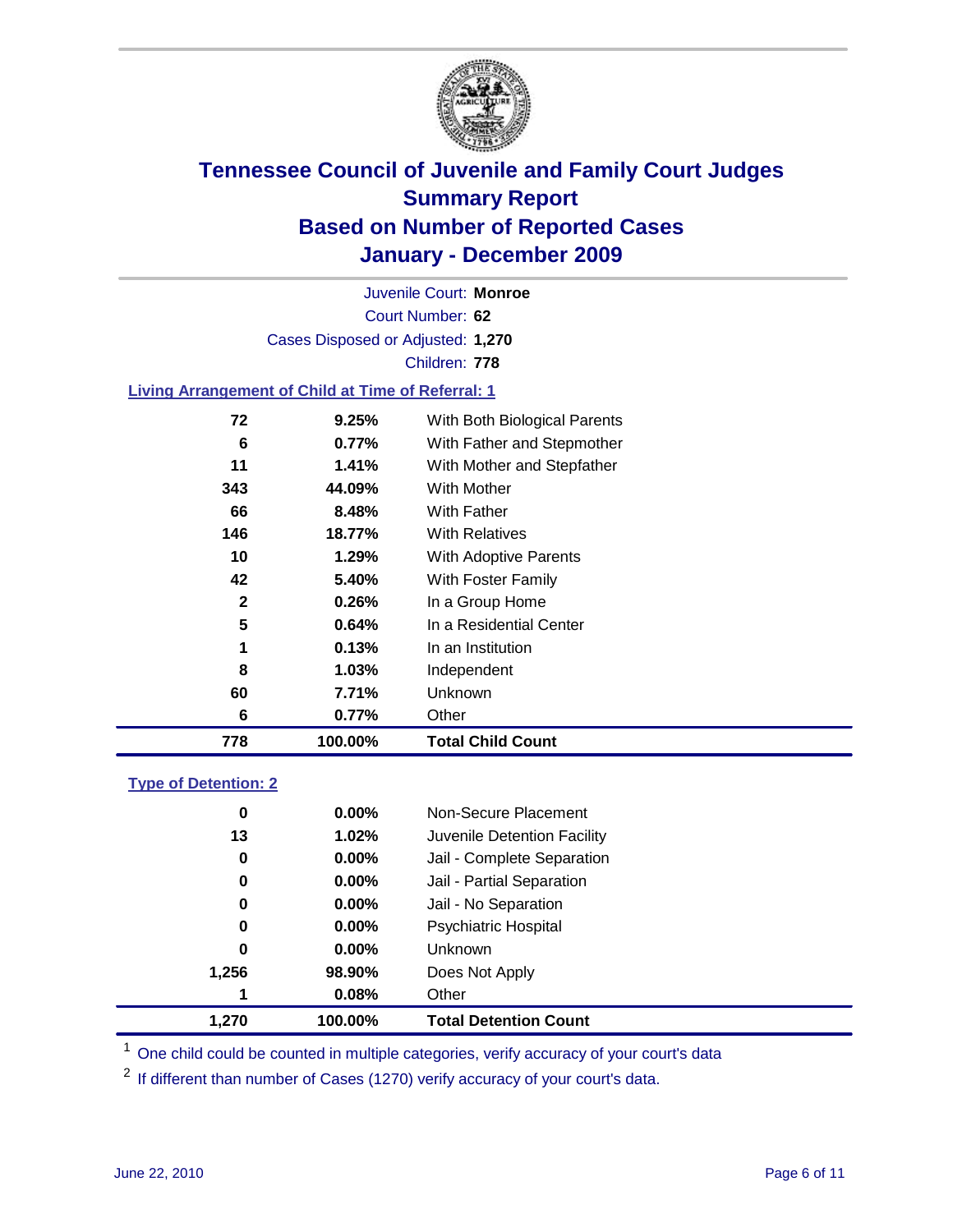# Tennessee Council of Juvenile and Family Court Judges
## Summary Report
## Based on Number of Reported Cases
## January - December 2009

Juvenile Court: **Monroe**

Court Number: **62**

Cases Disposed or Adjusted: **1,270**

Children: **778**

### Living Arrangement of Child at Time of Referral: 1

| Count | Percent | Category |
|---|---|---|
| 72 | 9.25% | With Both Biological Parents |
| 6 | 0.77% | With Father and Stepmother |
| 11 | 1.41% | With Mother and Stepfather |
| 343 | 44.09% | With Mother |
| 66 | 8.48% | With Father |
| 146 | 18.77% | With Relatives |
| 10 | 1.29% | With Adoptive Parents |
| 42 | 5.40% | With Foster Family |
| 2 | 0.26% | In a Group Home |
| 5 | 0.64% | In a Residential Center |
| 1 | 0.13% | In an Institution |
| 8 | 1.03% | Independent |
| 60 | 7.71% | Unknown |
| 6 | 0.77% | Other |
| **778** | **100.00%** | **Total Child Count** |

### Type of Detention: 2

| Count | Percent | Category |
|---|---|---|
| 0 | 0.00% | Non-Secure Placement |
| 13 | 1.02% | Juvenile Detention Facility |
| 0 | 0.00% | Jail - Complete Separation |
| 0 | 0.00% | Jail - Partial Separation |
| 0 | 0.00% | Jail - No Separation |
| 0 | 0.00% | Psychiatric Hospital |
| 0 | 0.00% | Unknown |
| 1,256 | 98.90% | Does Not Apply |
| 1 | 0.08% | Other |
| **1,270** | **100.00%** | **Total Detention Count** |

[1] One child could be counted in multiple categories, verify accuracy of your court's data

[2] If different than number of Cases (1270) verify accuracy of your court's data.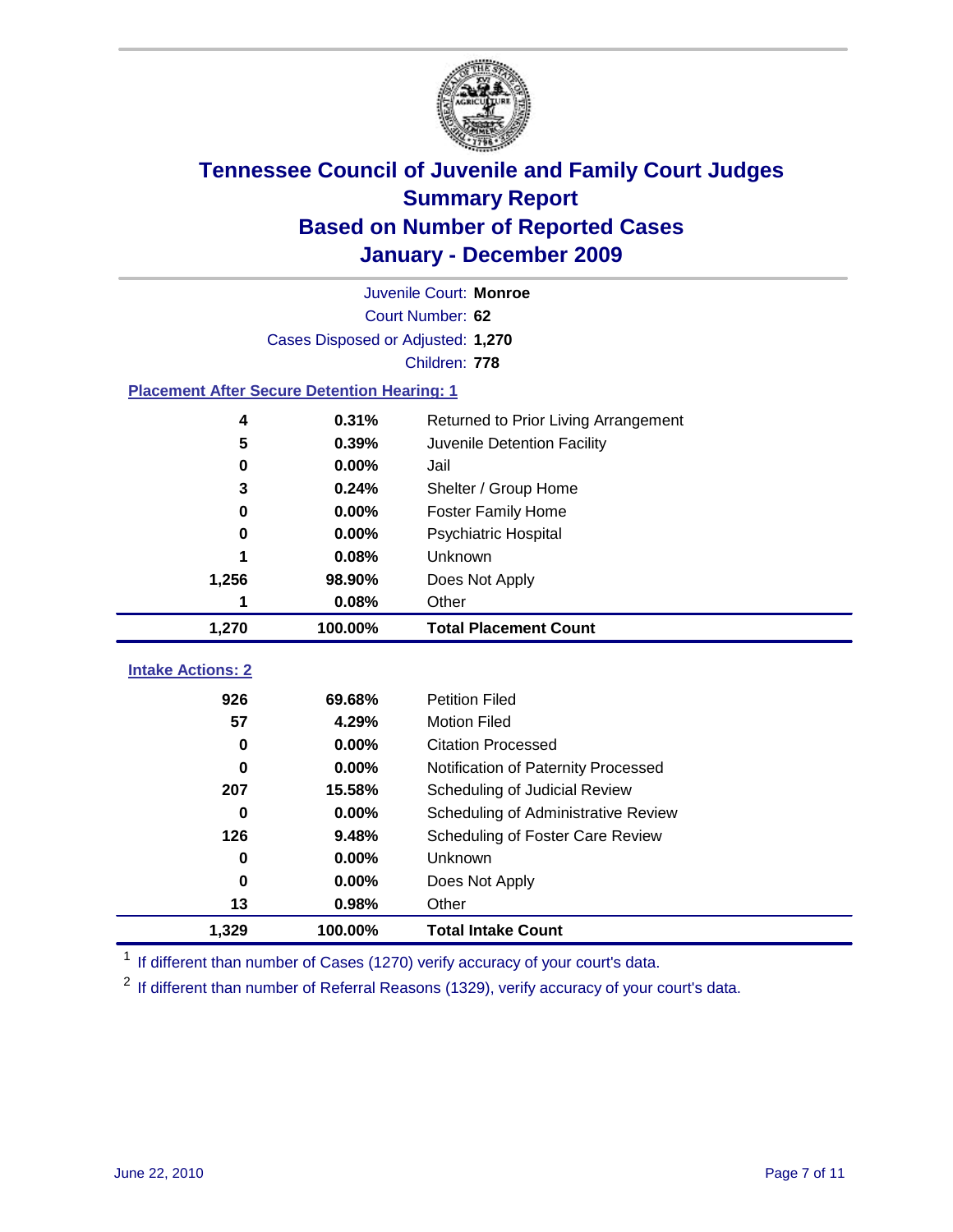# Tennessee Council of Juvenile and Family Court Judges
## Summary Report
## Based on Number of Reported Cases
## January - December 2009

Juvenile Court: **Monroe**

Court Number: **62**

Cases Disposed or Adjusted: **1,270**

Children: **778**

### Placement After Secure Detention Hearing: 1

| Count | Percent | Placement |
|---|---|---|
| 4 | 0.31% | Returned to Prior Living Arrangement |
| 5 | 0.39% | Juvenile Detention Facility |
| 0 | 0.00% | Jail |
| 3 | 0.24% | Shelter / Group Home |
| 0 | 0.00% | Foster Family Home |
| 0 | 0.00% | Psychiatric Hospital |
| 1 | 0.08% | Unknown |
| 1,256 | 98.90% | Does Not Apply |
| 1 | 0.08% | Other |
| **1,270** | **100.00%** | **Total Placement Count** |

### Intake Actions: 2

| Count | Percent | Intake Action |
|---|---|---|
| 926 | 69.68% | Petition Filed |
| 57 | 4.29% | Motion Filed |
| 0 | 0.00% | Citation Processed |
| 0 | 0.00% | Notification of Paternity Processed |
| 207 | 15.58% | Scheduling of Judicial Review |
| 0 | 0.00% | Scheduling of Administrative Review |
| 126 | 9.48% | Scheduling of Foster Care Review |
| 0 | 0.00% | Unknown |
| 0 | 0.00% | Does Not Apply |
| 13 | 0.98% | Other |
| **1,329** | **100.00%** | **Total Intake Count** |

[1] If different than number of Cases (1270) verify accuracy of your court's data.

[2] If different than number of Referral Reasons (1329), verify accuracy of your court's data.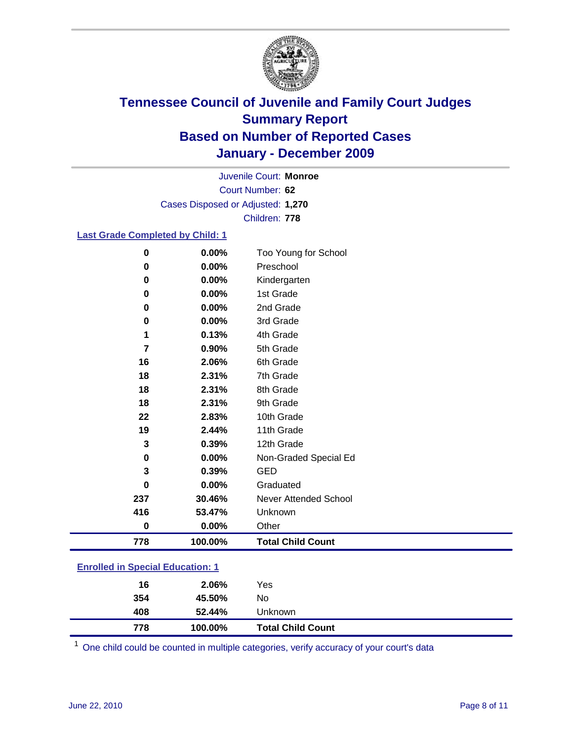# Tennessee Council of Juvenile and Family Court Judges
## Summary Report
## Based on Number of Reported Cases
## January - December 2009

Juvenile Court: **Monroe**
Court Number: **62**
Cases Disposed or Adjusted: **1,270**
Children: **778**

### Last Grade Completed by Child: 1

| Count | Percent | Category |
|---|---|---|
| 0 | 0.00% | Too Young for School |
| 0 | 0.00% | Preschool |
| 0 | 0.00% | Kindergarten |
| 0 | 0.00% | 1st Grade |
| 0 | 0.00% | 2nd Grade |
| 0 | 0.00% | 3rd Grade |
| 1 | 0.13% | 4th Grade |
| 7 | 0.90% | 5th Grade |
| 16 | 2.06% | 6th Grade |
| 18 | 2.31% | 7th Grade |
| 18 | 2.31% | 8th Grade |
| 18 | 2.31% | 9th Grade |
| 22 | 2.83% | 10th Grade |
| 19 | 2.44% | 11th Grade |
| 3 | 0.39% | 12th Grade |
| 0 | 0.00% | Non-Graded Special Ed |
| 3 | 0.39% | GED |
| 0 | 0.00% | Graduated |
| 237 | 30.46% | Never Attended School |
| 416 | 53.47% | Unknown |
| 0 | 0.00% | Other |
| **778** | **100.00%** | **Total Child Count** |

### Enrolled in Special Education: 1

| Count | Percent | Category |
|---|---|---|
| 16 | 2.06% | Yes |
| 354 | 45.50% | No |
| 408 | 52.44% | Unknown |
| **778** | **100.00%** | **Total Child Count** |

[1] One child could be counted in multiple categories, verify accuracy of your court's data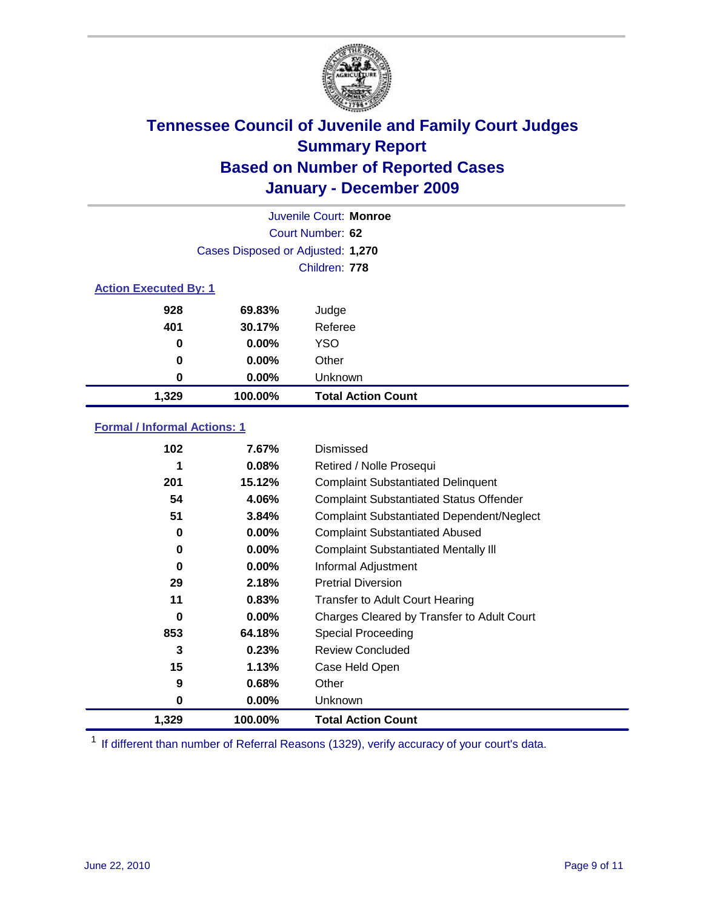# Tennessee Council of Juvenile and Family Court Judges
## Summary Report
## Based on Number of Reported Cases
## January - December 2009

Juvenile Court: **Monroe**
Court Number: **62**
Cases Disposed or Adjusted: **1,270**
Children: **778**

### Action Executed By: 1

| | | |
|---|---|---|
| 928 | 69.83% | Judge |
| 401 | 30.17% | Referee |
| 0 | 0.00% | YSO |
| 0 | 0.00% | Other |
| 0 | 0.00% | Unknown |
| **1,329** | **100.00%** | **Total Action Count** |

### Formal / Informal Actions: 1

| | | |
|---|---|---|
| 102 | 7.67% | Dismissed |
| 1 | 0.08% | Retired / Nolle Prosequi |
| 201 | 15.12% | Complaint Substantiated Delinquent |
| 54 | 4.06% | Complaint Substantiated Status Offender |
| 51 | 3.84% | Complaint Substantiated Dependent/Neglect |
| 0 | 0.00% | Complaint Substantiated Abused |
| 0 | 0.00% | Complaint Substantiated Mentally Ill |
| 0 | 0.00% | Informal Adjustment |
| 29 | 2.18% | Pretrial Diversion |
| 11 | 0.83% | Transfer to Adult Court Hearing |
| 0 | 0.00% | Charges Cleared by Transfer to Adult Court |
| 853 | 64.18% | Special Proceeding |
| 3 | 0.23% | Review Concluded |
| 15 | 1.13% | Case Held Open |
| 9 | 0.68% | Other |
| 0 | 0.00% | Unknown |
| **1,329** | **100.00%** | **Total Action Count** |

[1] If different than number of Referral Reasons (1329), verify accuracy of your court's data.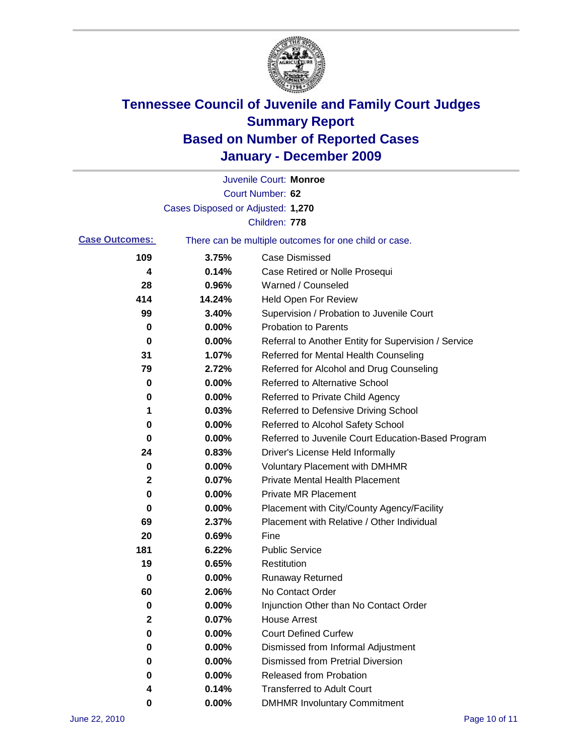# Tennessee Council of Juvenile and Family Court Judges
## Summary Report
## Based on Number of Reported Cases
## January - December 2009

Juvenile Court: **Monroe**
Court Number: **62**
Cases Disposed or Adjusted: **1,270**
Children: **778**

**Case Outcomes:** There can be multiple outcomes for one child or case.

| | | |
|---|---|---|
| 109 | 3.75% | Case Dismissed |
| 4 | 0.14% | Case Retired or Nolle Prosequi |
| 28 | 0.96% | Warned / Counseled |
| 414 | 14.24% | Held Open For Review |
| 99 | 3.40% | Supervision / Probation to Juvenile Court |
| 0 | 0.00% | Probation to Parents |
| 0 | 0.00% | Referral to Another Entity for Supervision / Service |
| 31 | 1.07% | Referred for Mental Health Counseling |
| 79 | 2.72% | Referred for Alcohol and Drug Counseling |
| 0 | 0.00% | Referred to Alternative School |
| 0 | 0.00% | Referred to Private Child Agency |
| 1 | 0.03% | Referred to Defensive Driving School |
| 0 | 0.00% | Referred to Alcohol Safety School |
| 0 | 0.00% | Referred to Juvenile Court Education-Based Program |
| 24 | 0.83% | Driver's License Held Informally |
| 0 | 0.00% | Voluntary Placement with DMHMR |
| 2 | 0.07% | Private Mental Health Placement |
| 0 | 0.00% | Private MR Placement |
| 0 | 0.00% | Placement with City/County Agency/Facility |
| 69 | 2.37% | Placement with Relative / Other Individual |
| 20 | 0.69% | Fine |
| 181 | 6.22% | Public Service |
| 19 | 0.65% | Restitution |
| 0 | 0.00% | Runaway Returned |
| 60 | 2.06% | No Contact Order |
| 0 | 0.00% | Injunction Other than No Contact Order |
| 2 | 0.07% | House Arrest |
| 0 | 0.00% | Court Defined Curfew |
| 0 | 0.00% | Dismissed from Informal Adjustment |
| 0 | 0.00% | Dismissed from Pretrial Diversion |
| 0 | 0.00% | Released from Probation |
| 4 | 0.14% | Transferred to Adult Court |
| 0 | 0.00% | DMHMR Involuntary Commitment |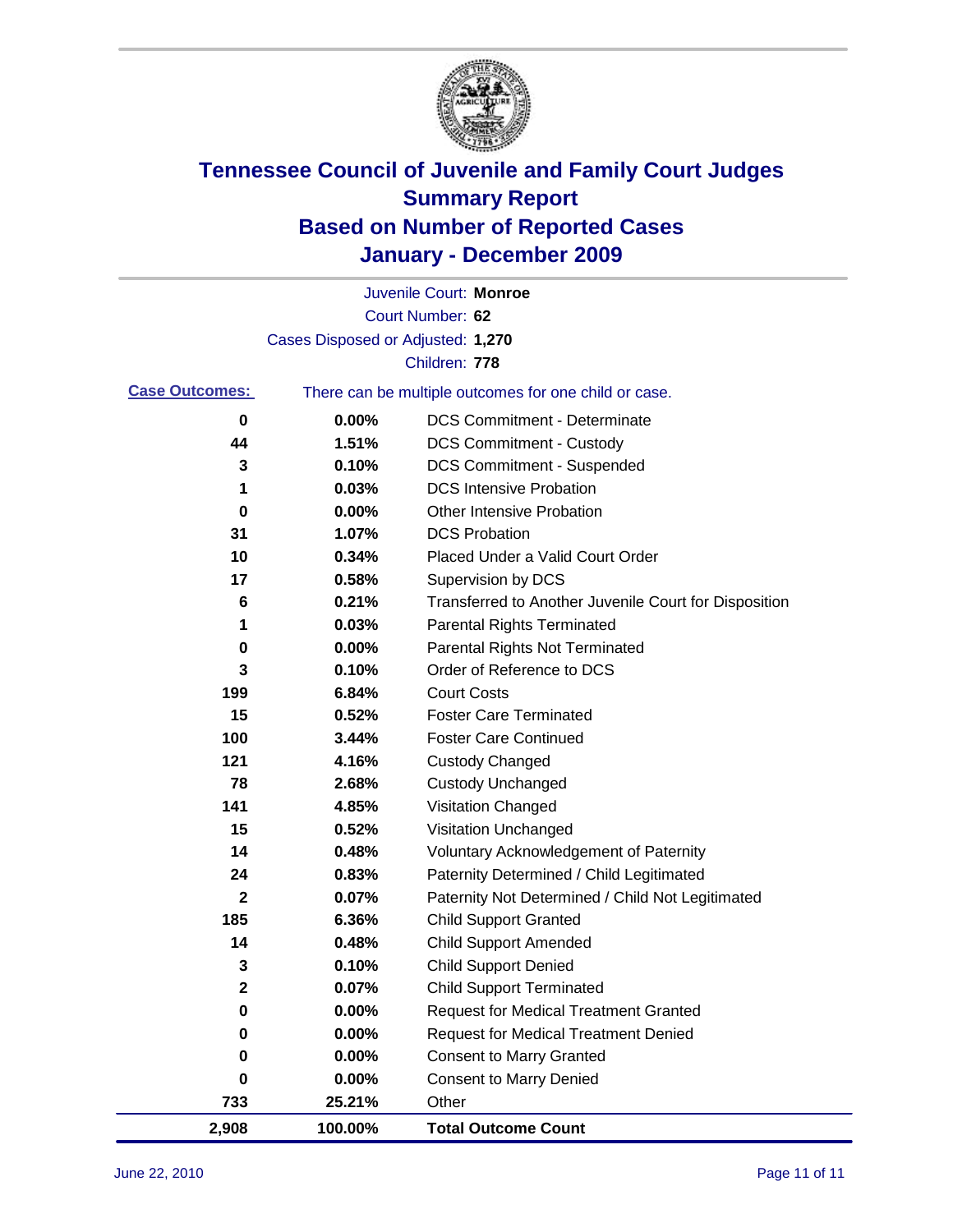# Tennessee Council of Juvenile and Family Court Judges
## Summary Report
## Based on Number of Reported Cases
## January - December 2009

Juvenile Court: **Monroe**

Court Number: **62**

Cases Disposed or Adjusted: **1,270**

Children: **778**

**Case Outcomes:** There can be multiple outcomes for one child or case.

| | | |
|---|---|---|
| 0 | 0.00% | DCS Commitment - Determinate |
| 44 | 1.51% | DCS Commitment - Custody |
| 3 | 0.10% | DCS Commitment - Suspended |
| 1 | 0.03% | DCS Intensive Probation |
| 0 | 0.00% | Other Intensive Probation |
| 31 | 1.07% | DCS Probation |
| 10 | 0.34% | Placed Under a Valid Court Order |
| 17 | 0.58% | Supervision by DCS |
| 6 | 0.21% | Transferred to Another Juvenile Court for Disposition |
| 1 | 0.03% | Parental Rights Terminated |
| 0 | 0.00% | Parental Rights Not Terminated |
| 3 | 0.10% | Order of Reference to DCS |
| 199 | 6.84% | Court Costs |
| 15 | 0.52% | Foster Care Terminated |
| 100 | 3.44% | Foster Care Continued |
| 121 | 4.16% | Custody Changed |
| 78 | 2.68% | Custody Unchanged |
| 141 | 4.85% | Visitation Changed |
| 15 | 0.52% | Visitation Unchanged |
| 14 | 0.48% | Voluntary Acknowledgement of Paternity |
| 24 | 0.83% | Paternity Determined / Child Legitimated |
| 2 | 0.07% | Paternity Not Determined / Child Not Legitimated |
| 185 | 6.36% | Child Support Granted |
| 14 | 0.48% | Child Support Amended |
| 3 | 0.10% | Child Support Denied |
| 2 | 0.07% | Child Support Terminated |
| 0 | 0.00% | Request for Medical Treatment Granted |
| 0 | 0.00% | Request for Medical Treatment Denied |
| 0 | 0.00% | Consent to Marry Granted |
| 0 | 0.00% | Consent to Marry Denied |
| 733 | 25.21% | Other |
| **2,908** | **100.00%** | **Total Outcome Count** |

June 22, 2010